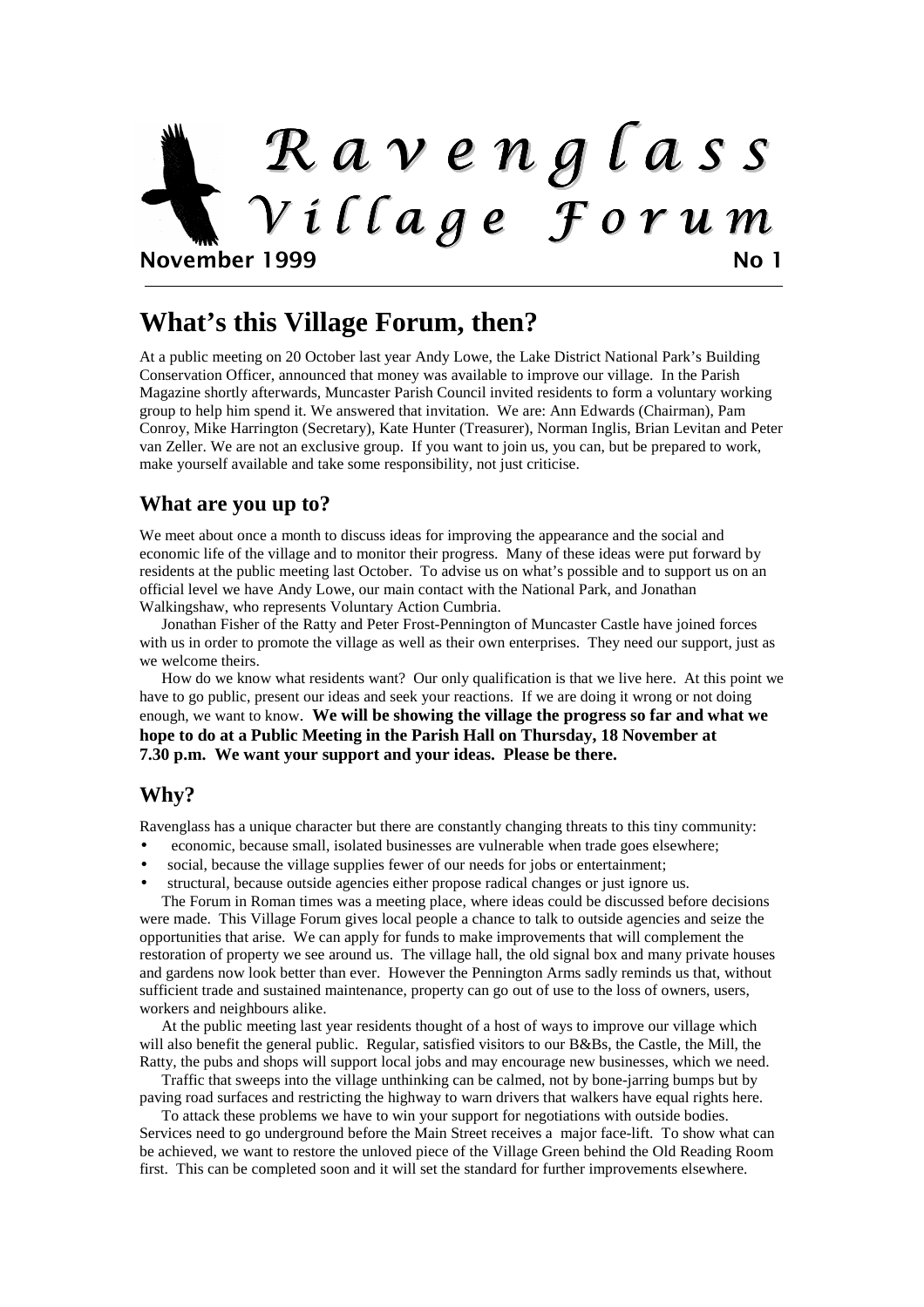# Ravenglass Village Forum

**November 1999** **No 1**

## What's this Village Forum, then?

At a public meeting on 20 October last year Andy Lowe, the Lake District National Park's Building Conservation Officer, announced that money was available to improve our village. In the Parish Magazine shortly afterwards, Muncaster Parish Council invited residents to form a voluntary working group to help him spend it. We answered that invitation. We are: Ann Edwards (Chairman), Pam Conroy, Mike Harrington (Secretary), Kate Hunter (Treasurer), Norman Inglis, Brian Levitan and Peter van Zeller. We are not an exclusive group. If you want to join us, you can, but be prepared to work, make yourself available and take some responsibility, not just criticise.

### What are you up to?

We meet about once a month to discuss ideas for improving the appearance and the social and economic life of the village and to monitor their progress. Many of these ideas were put forward by residents at the public meeting last October. To advise us on what's possible and to support us on an official level we have Andy Lowe, our main contact with the National Park, and Jonathan Walkingshaw, who represents Voluntary Action Cumbria.

Jonathan Fisher of the Ratty and Peter Frost-Pennington of Muncaster Castle have joined forces with us in order to promote the village as well as their own enterprises. They need our support, just as we welcome theirs.

How do we know what residents want? Our only qualification is that we live here. At this point we have to go public, present our ideas and seek your reactions. If we are doing it wrong or not doing enough, we want to know. **We will be showing the village the progress so far and what we hope to do at a Public Meeting in the Parish Hall on Thursday, 18 November at 7.30 p.m. We want your support and your ideas. Please be there.**

### Why?

Ravenglass has a unique character but there are constantly changing threats to this tiny community:

- economic, because small, isolated businesses are vulnerable when trade goes elsewhere;
- social, because the village supplies fewer of our needs for jobs or entertainment;
- structural, because outside agencies either propose radical changes or just ignore us.

The Forum in Roman times was a meeting place, where ideas could be discussed before decisions were made. This Village Forum gives local people a chance to talk to outside agencies and seize the opportunities that arise. We can apply for funds to make improvements that will complement the restoration of property we see around us. The village hall, the old signal box and many private houses and gardens now look better than ever. However the Pennington Arms sadly reminds us that, without sufficient trade and sustained maintenance, property can go out of use to the loss of owners, users, workers and neighbours alike.

At the public meeting last year residents thought of a host of ways to improve our village which will also benefit the general public. Regular, satisfied visitors to our B&Bs, the Castle, the Mill, the Ratty, the pubs and shops will support local jobs and may encourage new businesses, which we need.

Traffic that sweeps into the village unthinking can be calmed, not by bone-jarring bumps but by paving road surfaces and restricting the highway to warn drivers that walkers have equal rights here.

To attack these problems we have to win your support for negotiations with outside bodies. Services need to go underground before the Main Street receives a major face-lift. To show what can be achieved, we want to restore the unloved piece of the Village Green behind the Old Reading Room first. This can be completed soon and it will set the standard for further improvements elsewhere.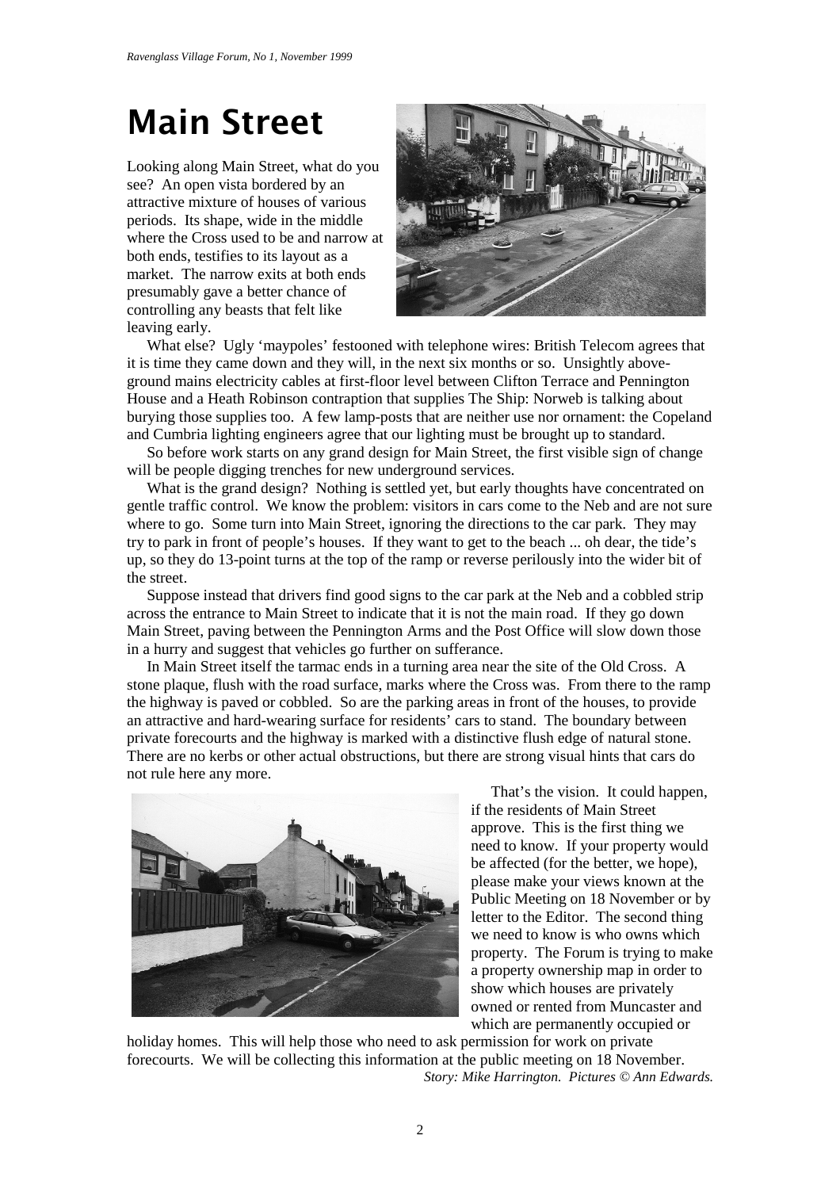# Main Street

Looking along Main Street, what do you see? An open vista bordered by an attractive mixture of houses of various periods. Its shape, wide in the middle where the Cross used to be and narrow at both ends, testifies to its layout as a market. The narrow exits at both ends presumably gave a better chance of controlling any beasts that felt like leaving early.

What else? Ugly 'maypoles' festooned with telephone wires: British Telecom agrees that it is time they came down and they will, in the next six months or so. Unsightly above-ground mains electricity cables at first-floor level between Clifton Terrace and Pennington House and a Heath Robinson contraption that supplies The Ship: Norweb is talking about burying those supplies too. A few lamp-posts that are neither use nor ornament: the Copeland and Cumbria lighting engineers agree that our lighting must be brought up to standard.

So before work starts on any grand design for Main Street, the first visible sign of change will be people digging trenches for new underground services.

What is the grand design? Nothing is settled yet, but early thoughts have concentrated on gentle traffic control. We know the problem: visitors in cars come to the Neb and are not sure where to go. Some turn into Main Street, ignoring the directions to the car park. They may try to park in front of people's houses. If they want to get to the beach ... oh dear, the tide's up, so they do 13-point turns at the top of the ramp or reverse perilously into the wider bit of the street.

Suppose instead that drivers find good signs to the car park at the Neb and a cobbled strip across the entrance to Main Street to indicate that it is not the main road. If they go down Main Street, paving between the Pennington Arms and the Post Office will slow down those in a hurry and suggest that vehicles go further on sufferance.

In Main Street itself the tarmac ends in a turning area near the site of the Old Cross. A stone plaque, flush with the road surface, marks where the Cross was. From there to the ramp the highway is paved or cobbled. So are the parking areas in front of the houses, to provide an attractive and hard-wearing surface for residents' cars to stand. The boundary between private forecourts and the highway is marked with a distinctive flush edge of natural stone. There are no kerbs or other actual obstructions, but there are strong visual hints that cars do not rule here any more.

That's the vision. It could happen, if the residents of Main Street approve. This is the first thing we need to know. If your property would be affected (for the better, we hope), please make your views known at the Public Meeting on 18 November or by letter to the Editor. The second thing we need to know is who owns which property. The Forum is trying to make a property ownership map in order to show which houses are privately owned or rented from Muncaster and which are permanently occupied or holiday homes. This will help those who need to ask permission for work on private forecourts. We will be collecting this information at the public meeting on 18 November.

*Story: Mike Harrington. Pictures © Ann Edwards.*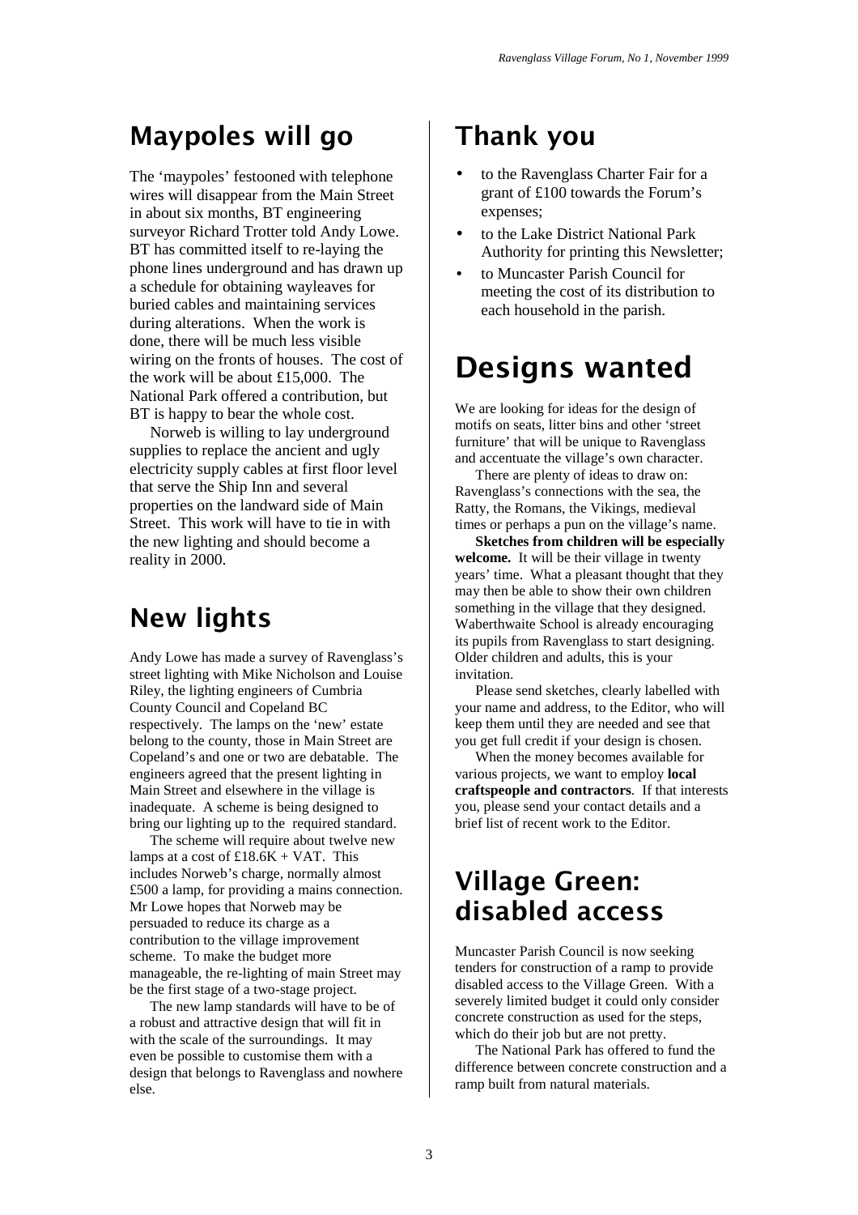## Maypoles will go

The 'maypoles' festooned with telephone wires will disappear from the Main Street in about six months, BT engineering surveyor Richard Trotter told Andy Lowe. BT has committed itself to re-laying the phone lines underground and has drawn up a schedule for obtaining wayleaves for buried cables and maintaining services during alterations. When the work is done, there will be much less visible wiring on the fronts of houses. The cost of the work will be about £15,000. The National Park offered a contribution, but BT is happy to bear the whole cost.

Norweb is willing to lay underground supplies to replace the ancient and ugly electricity supply cables at first floor level that serve the Ship Inn and several properties on the landward side of Main Street. This work will have to tie in with the new lighting and should become a reality in 2000.

## New lights

Andy Lowe has made a survey of Ravenglass's street lighting with Mike Nicholson and Louise Riley, the lighting engineers of Cumbria County Council and Copeland BC respectively. The lamps on the 'new' estate belong to the county, those in Main Street are Copeland's and one or two are debatable. The engineers agreed that the present lighting in Main Street and elsewhere in the village is inadequate. A scheme is being designed to bring our lighting up to the required standard.

The scheme will require about twelve new lamps at a cost of £18.6K + VAT. This includes Norweb's charge, normally almost £500 a lamp, for providing a mains connection. Mr Lowe hopes that Norweb may be persuaded to reduce its charge as a contribution to the village improvement scheme. To make the budget more manageable, the re-lighting of main Street may be the first stage of a two-stage project.

The new lamp standards will have to be of a robust and attractive design that will fit in with the scale of the surroundings. It may even be possible to customise them with a design that belongs to Ravenglass and nowhere else.

## Thank you

- to the Ravenglass Charter Fair for a grant of £100 towards the Forum's expenses;
- to the Lake District National Park Authority for printing this Newsletter;
- to Muncaster Parish Council for meeting the cost of its distribution to each household in the parish.

## Designs wanted

We are looking for ideas for the design of motifs on seats, litter bins and other 'street furniture' that will be unique to Ravenglass and accentuate the village's own character.

There are plenty of ideas to draw on: Ravenglass's connections with the sea, the Ratty, the Romans, the Vikings, medieval times or perhaps a pun on the village's name.

**Sketches from children will be especially welcome.** It will be their village in twenty years' time. What a pleasant thought that they may then be able to show their own children something in the village that they designed. Waberthwaite School is already encouraging its pupils from Ravenglass to start designing. Older children and adults, this is your invitation.

Please send sketches, clearly labelled with your name and address, to the Editor, who will keep them until they are needed and see that you get full credit if your design is chosen.

When the money becomes available for various projects, we want to employ **local craftspeople and contractors**. If that interests you, please send your contact details and a brief list of recent work to the Editor.

## Village Green: disabled access

Muncaster Parish Council is now seeking tenders for construction of a ramp to provide disabled access to the Village Green. With a severely limited budget it could only consider concrete construction as used for the steps, which do their job but are not pretty.

The National Park has offered to fund the difference between concrete construction and a ramp built from natural materials.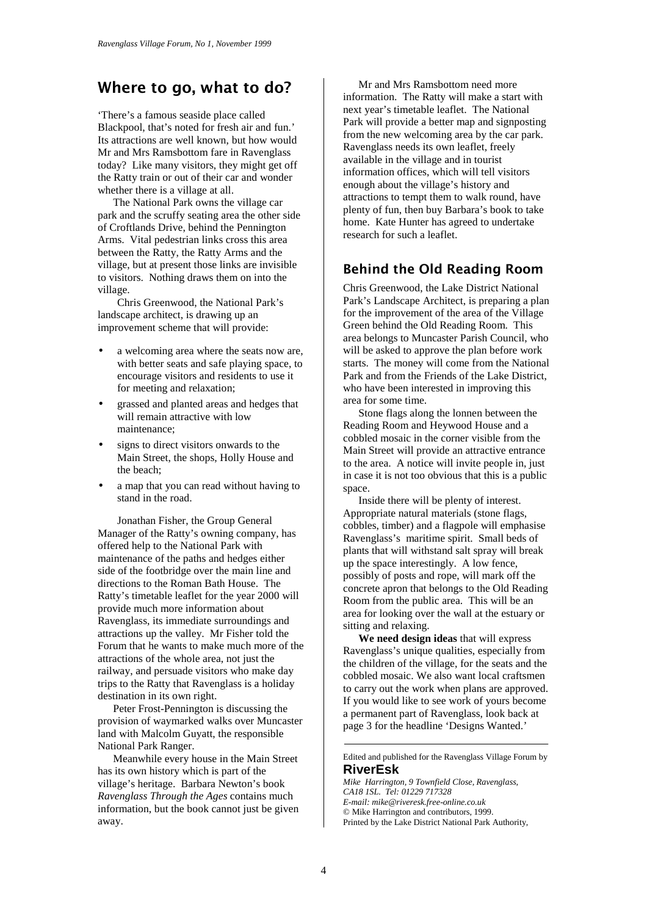## Where to go, what to do?

'There's a famous seaside place called Blackpool, that's noted for fresh air and fun.' Its attractions are well known, but how would Mr and Mrs Ramsbottom fare in Ravenglass today? Like many visitors, they might get off the Ratty train or out of their car and wonder whether there is a village at all.

The National Park owns the village car park and the scruffy seating area the other side of Croftlands Drive, behind the Pennington Arms. Vital pedestrian links cross this area between the Ratty, the Ratty Arms and the village, but at present those links are invisible to visitors. Nothing draws them on into the village.

Chris Greenwood, the National Park's landscape architect, is drawing up an improvement scheme that will provide:

- a welcoming area where the seats now are, with better seats and safe playing space, to encourage visitors and residents to use it for meeting and relaxation;
- grassed and planted areas and hedges that will remain attractive with low maintenance;
- signs to direct visitors onwards to the Main Street, the shops, Holly House and the beach;
- a map that you can read without having to stand in the road.

Jonathan Fisher, the Group General Manager of the Ratty's owning company, has offered help to the National Park with maintenance of the paths and hedges either side of the footbridge over the main line and directions to the Roman Bath House. The Ratty's timetable leaflet for the year 2000 will provide much more information about Ravenglass, its immediate surroundings and attractions up the valley. Mr Fisher told the Forum that he wants to make much more of the attractions of the whole area, not just the railway, and persuade visitors who make day trips to the Ratty that Ravenglass is a holiday destination in its own right.

Peter Frost-Pennington is discussing the provision of waymarked walks over Muncaster land with Malcolm Guyatt, the responsible National Park Ranger.

Meanwhile every house in the Main Street has its own history which is part of the village's heritage. Barbara Newton's book *Ravenglass Through the Ages* contains much information, but the book cannot just be given away.

Mr and Mrs Ramsbottom need more information. The Ratty will make a start with next year's timetable leaflet. The National Park will provide a better map and signposting from the new welcoming area by the car park. Ravenglass needs its own leaflet, freely available in the village and in tourist information offices, which will tell visitors enough about the village's history and attractions to tempt them to walk round, have plenty of fun, then buy Barbara's book to take home. Kate Hunter has agreed to undertake research for such a leaflet.

## Behind the Old Reading Room

Chris Greenwood, the Lake District National Park's Landscape Architect, is preparing a plan for the improvement of the area of the Village Green behind the Old Reading Room. This area belongs to Muncaster Parish Council, who will be asked to approve the plan before work starts. The money will come from the National Park and from the Friends of the Lake District, who have been interested in improving this area for some time.

Stone flags along the lonnen between the Reading Room and Heywood House and a cobbled mosaic in the corner visible from the Main Street will provide an attractive entrance to the area. A notice will invite people in, just in case it is not too obvious that this is a public space.

Inside there will be plenty of interest. Appropriate natural materials (stone flags, cobbles, timber) and a flagpole will emphasise Ravenglass's maritime spirit. Small beds of plants that will withstand salt spray will break up the space interestingly. A low fence, possibly of posts and rope, will mark off the concrete apron that belongs to the Old Reading Room from the public area. This will be an area for looking over the wall at the estuary or sitting and relaxing.

**We need design ideas** that will express Ravenglass's unique qualities, especially from the children of the village, for the seats and the cobbled mosaic. We also want local craftsmen to carry out the work when plans are approved. If you would like to see work of yours become a permanent part of Ravenglass, look back at page 3 for the headline 'Designs Wanted.'

---

Edited and published for the Ravenglass Village Forum by
**RiverEsk**
*Mike Harrington, 9 Townfield Close, Ravenglass, CA18 1SL. Tel: 01229 717328*
*E-mail: mike@riveresk.free-online.co.uk*
© Mike Harrington and contributors, 1999.
Printed by the Lake District National Park Authority,